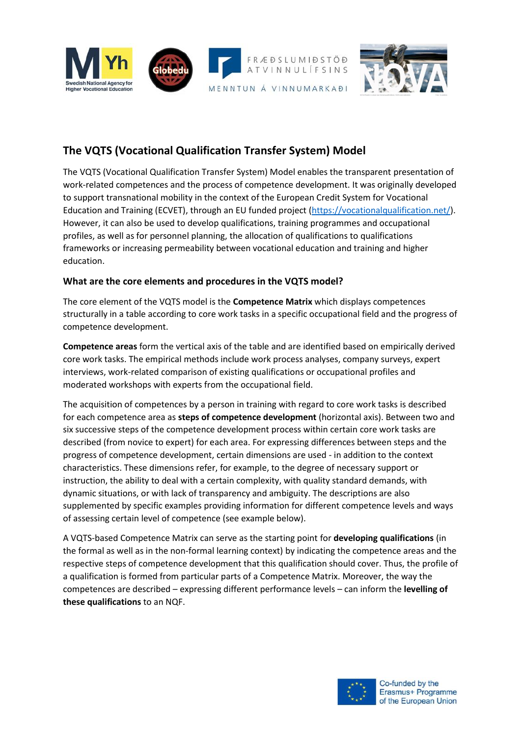## The VQTS (Vocational Qualification Transfer System) Model

The VQTS (Vocational Qualification Transfer System) Model enables the transparent presentation of work-related competences and the process of competence development. It was originally developed to support transnational mobility in the context of the European Credit System for Vocational Education and Training (ECVET), through an EU funded project (https://vocationalqualification.net/). However, it can also be used to develop qualifications, training programmes and occupational profiles, as well as for personnel planning, the allocation of qualifications to qualifications frameworks or increasing permeability between vocational education and training and higher education.

### What are the core elements and procedures in the VQTS model?

The core element of the VQTS model is the **Competence Matrix** which displays competences structurally in a table according to core work tasks in a specific occupational field and the progress of competence development.

**Competence areas** form the vertical axis of the table and are identified based on empirically derived core work tasks. The empirical methods include work process analyses, company surveys, expert interviews, work-related comparison of existing qualifications or occupational profiles and moderated workshops with experts from the occupational field.

The acquisition of competences by a person in training with regard to core work tasks is described for each competence area as **steps of competence development** (horizontal axis). Between two and six successive steps of the competence development process within certain core work tasks are described (from novice to expert) for each area. For expressing differences between steps and the progress of competence development, certain dimensions are used - in addition to the context characteristics. These dimensions refer, for example, to the degree of necessary support or instruction, the ability to deal with a certain complexity, with quality standard demands, with dynamic situations, or with lack of transparency and ambiguity. The descriptions are also supplemented by specific examples providing information for different competence levels and ways of assessing certain level of competence (see example below).

A VQTS-based Competence Matrix can serve as the starting point for **developing qualifications** (in the formal as well as in the non-formal learning context) by indicating the competence areas and the respective steps of competence development that this qualification should cover. Thus, the profile of a qualification is formed from particular parts of a Competence Matrix. Moreover, the way the competences are described – expressing different performance levels – can inform the **levelling of these qualifications** to an NQF.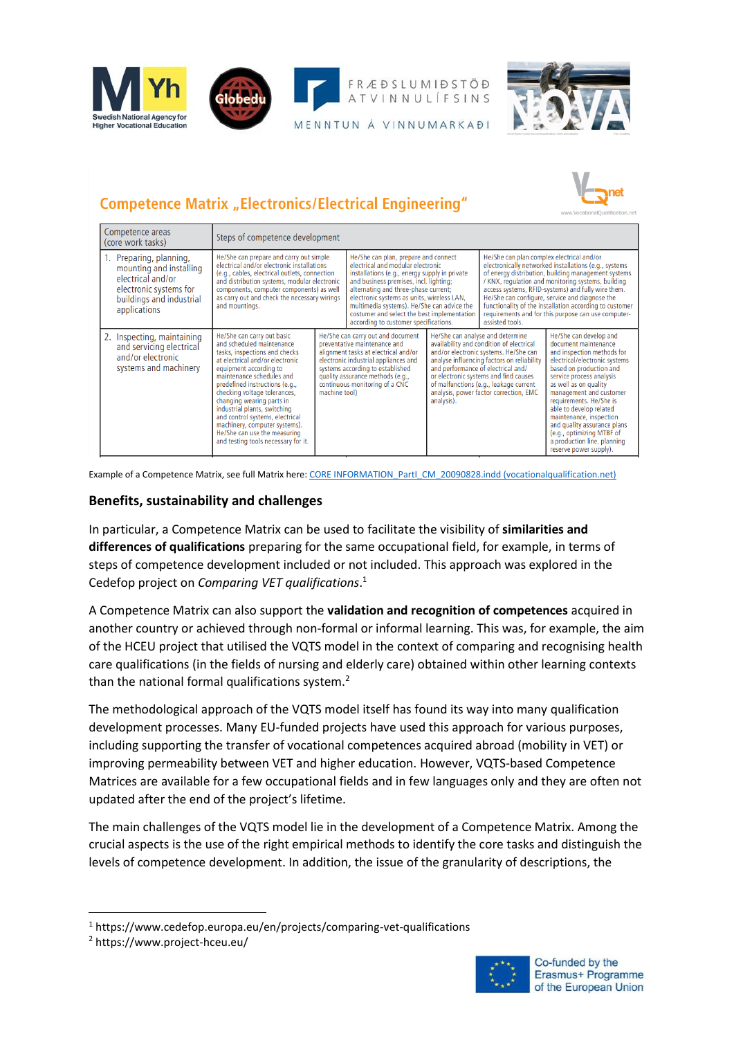## Competence Matrix „Electronics/Electrical Engineering"

| Competence areas (core work tasks) | Steps of competence development | | | |
|---|---|---|---|---|
| 1. Preparing, planning, mounting and installing electrical and/or electronic systems for buildings and industrial applications | He/She can prepare and carry out simple electrical and/or electronic installations (e.g., cables, electrical outlets, connection and distribution systems, modular electronic components, computer components) as well as carry out and check the necessary wirings and mountings. | He/She can plan, prepare and connect electrical and modular electronic installations (e.g., energy supply in private and business premises, incl. lighting; alternating and three-phase current; electronic systems as units, wireless LAN, multimedia systems). He/She can advice the costumer and select the best implementation according to customer specifications. | He/She can plan complex electrical and/or electronically networked installations (e.g., systems of energy distribution, building management systems / KNX, regulation and monitoring systems, building access systems, RFID-systems) and fully wire them. He/She can configure, service and diagnose the functionality of the installation according to customer requirements and for this purpose can use computer-assisted tools. | |
| 2. Inspecting, maintaining and servicing electrical and/or electronic systems and machinery | He/She can carry out basic and scheduled maintenance tasks, inspections and checks at electrical and/or electronic equipment according to maintenance schedules and predefined instructions (e.g., checking voltage tolerances, changing wearing parts in industrial plants, switching and control systems, electrical machinery, computer systems). He/She can use the measuring and testing tools necessary for it. | He/She can carry out and document preventative maintenance and alignment tasks at electrical and/or electronic industrial appliances and systems according to established quality assurance methods (e.g., continuous monitoring of a CNC machine tool) | He/She can analyse and determine availability and condition of electrical and/or electronic systems. He/She can analyse influencing factors on reliability and performance of electrical and/ or electronic systems and find causes of malfunctions (e.g., leakage current analysis, power factor correction, EMC analysis). | He/She can develop and document maintenance and inspection methods for electrical/electronic systems based on production and service process analysis as well as on quality management and customer requirements. He/She is able to develop related maintenance, inspection and quality assurance plans (e.g., optimizing MTBF of a production line, planning reserve power supply). |

Example of a Competence Matrix, see full Matrix here: CORE INFORMATION_PartI_CM_20090828.indd (vocationalqualification.net)

## Benefits, sustainability and challenges

In particular, a Competence Matrix can be used to facilitate the visibility of **similarities and differences of qualifications** preparing for the same occupational field, for example, in terms of steps of competence development included or not included. This approach was explored in the Cedefop project on *Comparing VET qualifications*.[1]

A Competence Matrix can also support the **validation and recognition of competences** acquired in another country or achieved through non-formal or informal learning. This was, for example, the aim of the HCEU project that utilised the VQTS model in the context of comparing and recognising health care qualifications (in the fields of nursing and elderly care) obtained within other learning contexts than the national formal qualifications system.[2]

The methodological approach of the VQTS model itself has found its way into many qualification development processes. Many EU-funded projects have used this approach for various purposes, including supporting the transfer of vocational competences acquired abroad (mobility in VET) or improving permeability between VET and higher education. However, VQTS-based Competence Matrices are available for a few occupational fields and in few languages only and they are often not updated after the end of the project's lifetime.

The main challenges of the VQTS model lie in the development of a Competence Matrix. Among the crucial aspects is the use of the right empirical methods to identify the core tasks and distinguish the levels of competence development. In addition, the issue of the granularity of descriptions, the

[1] https://www.cedefop.europa.eu/en/projects/comparing-vet-qualifications

[2] https://www.project-hceu.eu/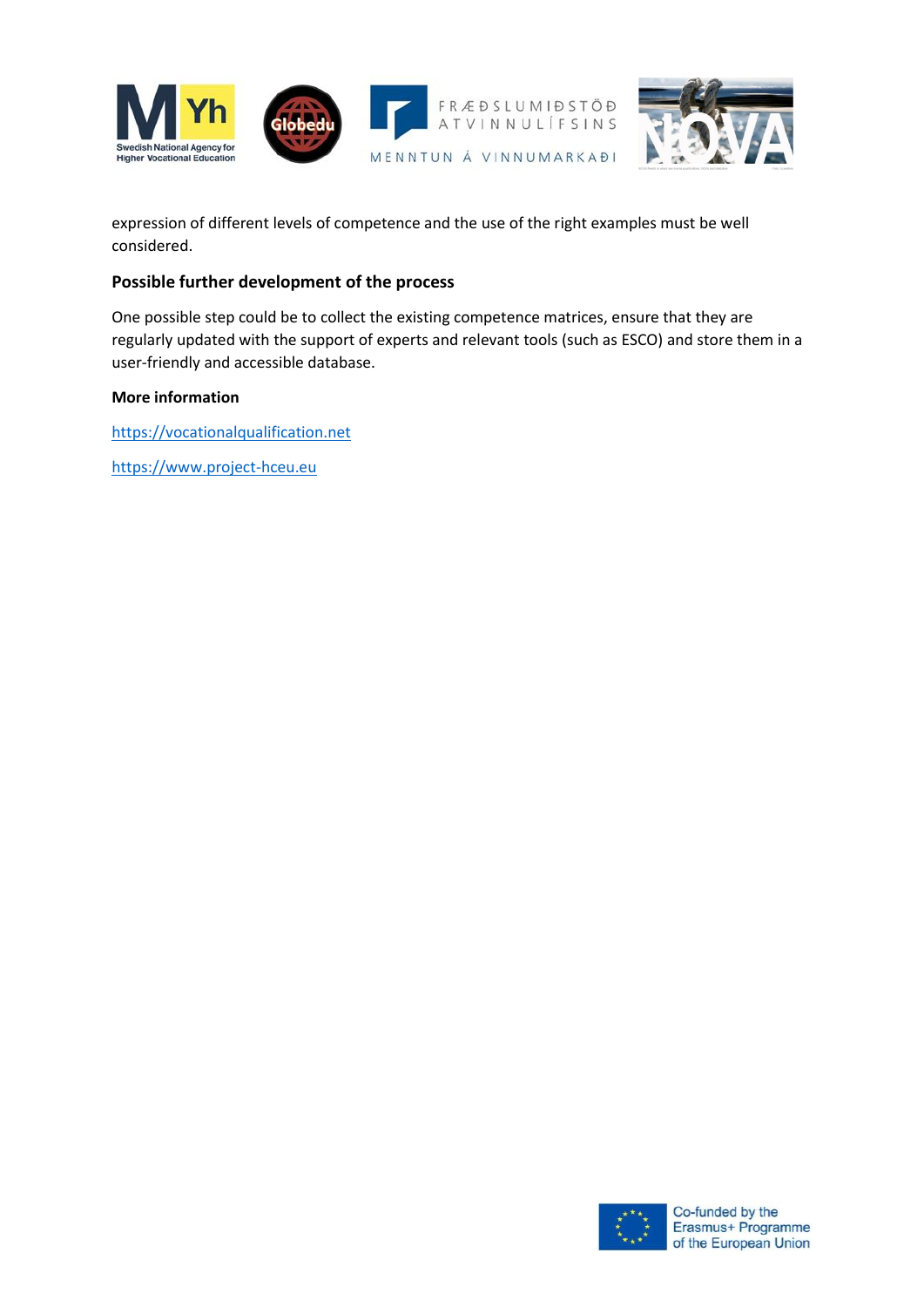expression of different levels of competence and the use of the right examples must be well considered.

### Possible further development of the process

One possible step could be to collect the existing competence matrices, ensure that they are regularly updated with the support of experts and relevant tools (such as ESCO) and store them in a user-friendly and accessible database.

#### More information

https://vocationalqualification.net

https://www.project-hceu.eu